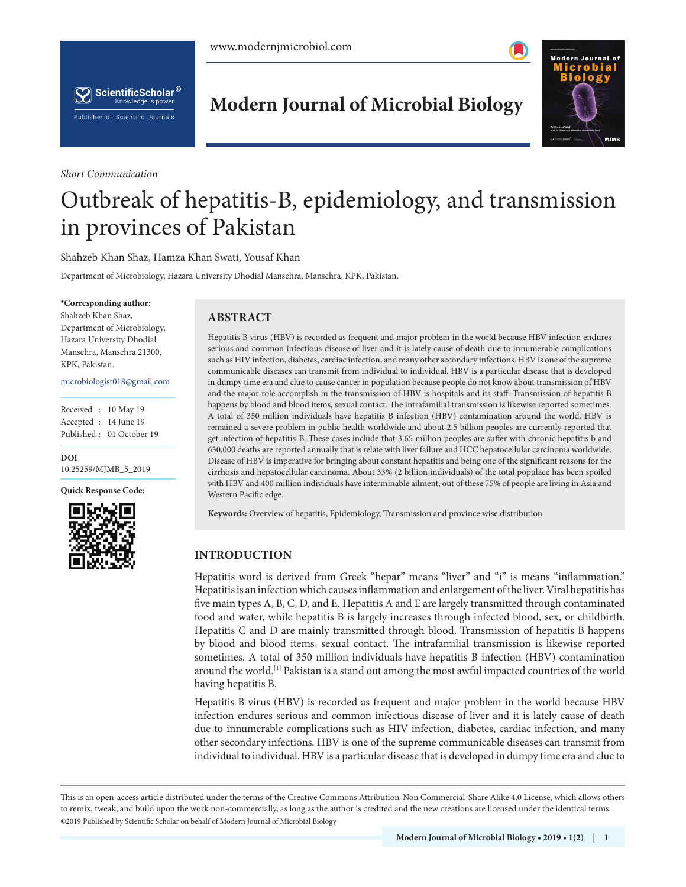*Short Communication*

# Outbreak of hepatitis-B, epidemiology, and transmission in provinces of Pakistan

Shahzeb Khan Shaz, Hamza Khan Swati, Yousaf Khan

Department of Microbiology, Hazara University Dhodial Mansehra, Mansehra, KPK, Pakistan.

**\*Corresponding author:**
Shahzeb Khan Shaz,
Department of Microbiology,
Hazara University Dhodial
Mansehra, Mansehra 21300,
KPK, Pakistan.

microbiologist018@gmail.com

Received : 10 May 19
Accepted : 14 June 19
Published : 01 October 19

**DOI**
10.25259/MJMB_5_2019

**Quick Response Code:**

## ABSTRACT

Hepatitis B virus (HBV) is recorded as frequent and major problem in the world because HBV infection endures serious and common infectious disease of liver and it is lately cause of death due to innumerable complications such as HIV infection, diabetes, cardiac infection, and many other secondary infections. HBV is one of the supreme communicable diseases can transmit from individual to individual. HBV is a particular disease that is developed in dumpy time era and clue to cause cancer in population because people do not know about transmission of HBV and the major role accomplish in the transmission of HBV is hospitals and its staff. Transmission of hepatitis B happens by blood and blood items, sexual contact. The intrafamilial transmission is likewise reported sometimes. A total of 350 million individuals have hepatitis B infection (HBV) contamination around the world. HBV is remained a severe problem in public health worldwide and about 2.5 billion peoples are currently reported that get infection of hepatitis-B. These cases include that 3.65 million peoples are suffer with chronic hepatitis b and 630,000 deaths are reported annually that is relate with liver failure and HCC hepatocellular carcinoma worldwide. Disease of HBV is imperative for bringing about constant hepatitis and being one of the significant reasons for the cirrhosis and hepatocellular carcinoma. About 33% (2 billion individuals) of the total populace has been spoiled with HBV and 400 million individuals have interminable ailment, out of these 75% of people are living in Asia and Western Pacific edge.

**Keywords:** Overview of hepatitis, Epidemiology, Transmission and province wise distribution

## INTRODUCTION

Hepatitis word is derived from Greek "hepar" means "liver" and "i" is means "inflammation." Hepatitis is an infection which causes inflammation and enlargement of the liver. Viral hepatitis has five main types A, B, C, D, and E. Hepatitis A and E are largely transmitted through contaminated food and water, while hepatitis B is largely increases through infected blood, sex, or childbirth. Hepatitis C and D are mainly transmitted through blood. Transmission of hepatitis B happens by blood and blood items, sexual contact. The intrafamilial transmission is likewise reported sometimes. A total of 350 million individuals have hepatitis B infection (HBV) contamination around the world.[1] Pakistan is a stand out among the most awful impacted countries of the world having hepatitis B.

Hepatitis B virus (HBV) is recorded as frequent and major problem in the world because HBV infection endures serious and common infectious disease of liver and it is lately cause of death due to innumerable complications such as HIV infection, diabetes, cardiac infection, and many other secondary infections. HBV is one of the supreme communicable diseases can transmit from individual to individual. HBV is a particular disease that is developed in dumpy time era and clue to

This is an open-access article distributed under the terms of the Creative Commons Attribution-Non Commercial-Share Alike 4.0 License, which allows others to remix, tweak, and build upon the work non-commercially, as long as the author is credited and the new creations are licensed under the identical terms.
©2019 Published by Scientific Scholar on behalf of Modern Journal of Microbial Biology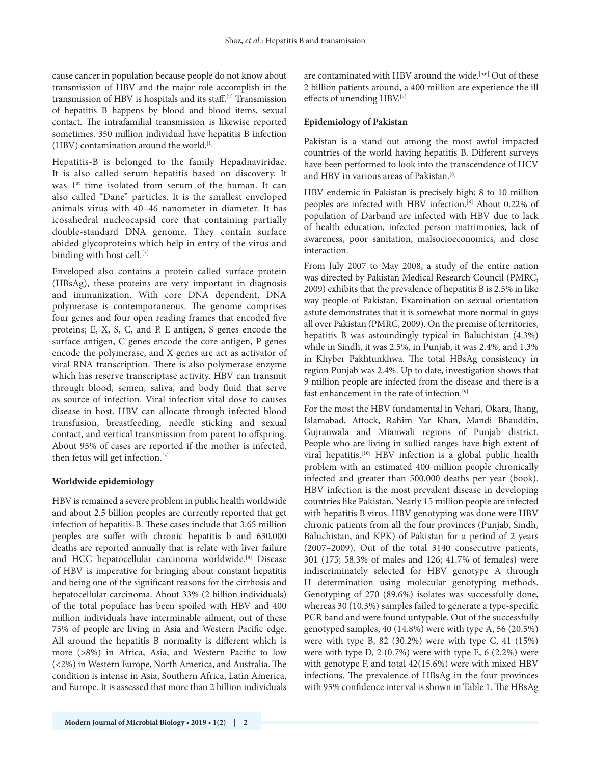cause cancer in population because people do not know about transmission of HBV and the major role accomplish in the transmission of HBV is hospitals and its staff.[2] Transmission of hepatitis B happens by blood and blood items, sexual contact. The intrafamilial transmission is likewise reported sometimes. 350 million individual have hepatitis B infection (HBV) contamination around the world.[1]

Hepatitis-B is belonged to the family Hepadnaviridae. It is also called serum hepatitis based on discovery. It was 1st time isolated from serum of the human. It can also called "Dane" particles. It is the smallest enveloped animals virus with 40–46 nanometer in diameter. It has icosahedral nucleocapsid core that containing partially double-standard DNA genome. They contain surface abided glycoproteins which help in entry of the virus and binding with host cell.[3]

Enveloped also contains a protein called surface protein (HBsAg), these proteins are very important in diagnosis and immunization. With core DNA dependent, DNA polymerase is contemporaneous. The genome comprises four genes and four open reading frames that encoded five proteins; E, X, S, C, and P. E antigen, S genes encode the surface antigen, C genes encode the core antigen, P genes encode the polymerase, and X genes are act as activator of viral RNA transcription. There is also polymerase enzyme which has reserve transcriptase activity. HBV can transmit through blood, semen, saliva, and body fluid that serve as source of infection. Viral infection vital dose to causes disease in host. HBV can allocate through infected blood transfusion, breastfeeding, needle sticking and sexual contact, and vertical transmission from parent to offspring. About 95% of cases are reported if the mother is infected, then fetus will get infection.[3]

**Worldwide epidemiology**

HBV is remained a severe problem in public health worldwide and about 2.5 billion peoples are currently reported that get infection of hepatitis-B. These cases include that 3.65 million peoples are suffer with chronic hepatitis b and 630,000 deaths are reported annually that is relate with liver failure and HCC hepatocellular carcinoma worldwide.[4] Disease of HBV is imperative for bringing about constant hepatitis and being one of the significant reasons for the cirrhosis and hepatocellular carcinoma. About 33% (2 billion individuals) of the total populace has been spoiled with HBV and 400 million individuals have interminable ailment, out of these 75% of people are living in Asia and Western Pacific edge. All around the hepatitis B normality is different which is more (>8%) in Africa, Asia, and Western Pacific to low (<2%) in Western Europe, North America, and Australia. The condition is intense in Asia, Southern Africa, Latin America, and Europe. It is assessed that more than 2 billion individuals are contaminated with HBV around the wide.[5,6] Out of these 2 billion patients around, a 400 million are experience the ill effects of unending HBV.[7]

**Epidemiology of Pakistan**

Pakistan is a stand out among the most awful impacted countries of the world having hepatitis B. Different surveys have been performed to look into the transcendence of HCV and HBV in various areas of Pakistan.[8]

HBV endemic in Pakistan is precisely high; 8 to 10 million peoples are infected with HBV infection.[8] About 0.22% of population of Darband are infected with HBV due to lack of health education, infected person matrimonies, lack of awareness, poor sanitation, malsocioeconomics, and close interaction.

From July 2007 to May 2008, a study of the entire nation was directed by Pakistan Medical Research Council (PMRC, 2009) exhibits that the prevalence of hepatitis B is 2.5% in like way people of Pakistan. Examination on sexual orientation astute demonstrates that it is somewhat more normal in guys all over Pakistan (PMRC, 2009). On the premise of territories, hepatitis B was astoundingly typical in Baluchistan (4.3%) while in Sindh, it was 2.5%, in Punjab, it was 2.4%, and 1.3% in Khyber Pakhtunkhwa. The total HBsAg consistency in region Punjab was 2.4%. Up to date, investigation shows that 9 million people are infected from the disease and there is a fast enhancement in the rate of infection.[9]

For the most the HBV fundamental in Vehari, Okara, Jhang, Islamabad, Attock, Rahim Yar Khan, Mandi Bhauddin, Gujranwala and Mianwali regions of Punjab district. People who are living in sullied ranges have high extent of viral hepatitis.[10] HBV infection is a global public health problem with an estimated 400 million people chronically infected and greater than 500,000 deaths per year (book). HBV infection is the most prevalent disease in developing countries like Pakistan. Nearly 15 million people are infected with hepatitis B virus. HBV genotyping was done were HBV chronic patients from all the four provinces (Punjab, Sindh, Baluchistan, and KPK) of Pakistan for a period of 2 years (2007–2009). Out of the total 3140 consecutive patients, 301 (175; 58.3% of males and 126; 41.7% of females) were indiscriminately selected for HBV genotype A through H determination using molecular genotyping methods. Genotyping of 270 (89.6%) isolates was successfully done, whereas 30 (10.3%) samples failed to generate a type-specific PCR band and were found untypable. Out of the successfully genotyped samples, 40 (14.8%) were with type A, 56 (20.5%) were with type B, 82 (30.2%) were with type C, 41 (15%) were with type D, 2 (0.7%) were with type E, 6 (2.2%) were with genotype F, and total 42(15.6%) were with mixed HBV infections. The prevalence of HBsAg in the four provinces with 95% confidence interval is shown in Table 1. The HBsAg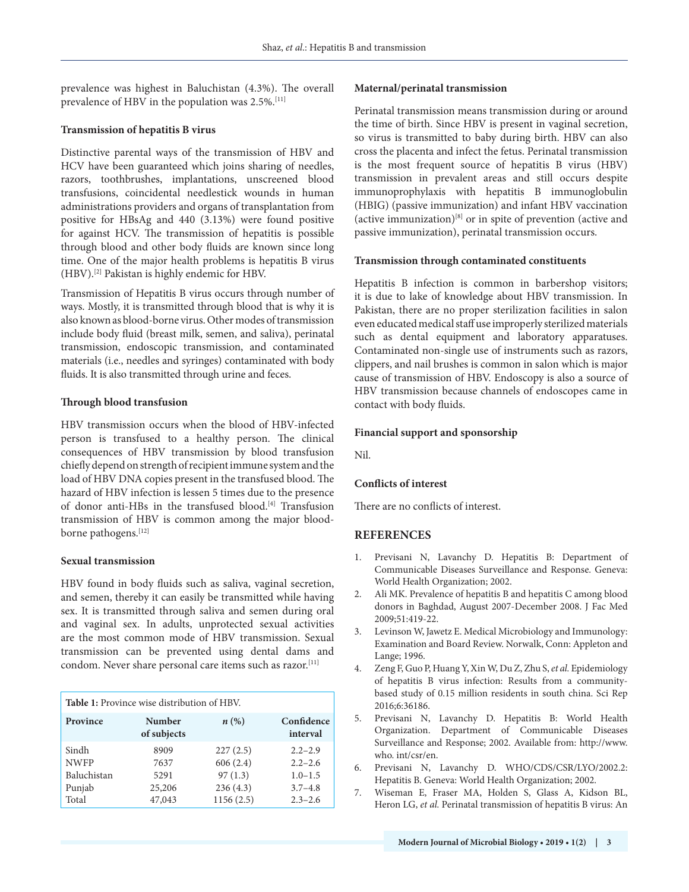prevalence was highest in Baluchistan (4.3%). The overall prevalence of HBV in the population was 2.5%.[11]

### Transmission of hepatitis B virus

Distinctive parental ways of the transmission of HBV and HCV have been guaranteed which joins sharing of needles, razors, toothbrushes, implantations, unscreened blood transfusions, coincidental needlestick wounds in human administrations providers and organs of transplantation from positive for HBsAg and 440 (3.13%) were found positive for against HCV. The transmission of hepatitis is possible through blood and other body fluids are known since long time. One of the major health problems is hepatitis B virus (HBV).[2] Pakistan is highly endemic for HBV.

Transmission of Hepatitis B virus occurs through number of ways. Mostly, it is transmitted through blood that is why it is also known as blood-borne virus. Other modes of transmission include body fluid (breast milk, semen, and saliva), perinatal transmission, endoscopic transmission, and contaminated materials (i.e., needles and syringes) contaminated with body fluids. It is also transmitted through urine and feces.

### Through blood transfusion

HBV transmission occurs when the blood of HBV-infected person is transfused to a healthy person. The clinical consequences of HBV transmission by blood transfusion chiefly depend on strength of recipient immune system and the load of HBV DNA copies present in the transfused blood. The hazard of HBV infection is lessen 5 times due to the presence of donor anti-HBs in the transfused blood.[4] Transfusion transmission of HBV is common among the major blood-borne pathogens.[12]

### Sexual transmission

HBV found in body fluids such as saliva, vaginal secretion, and semen, thereby it can easily be transmitted while having sex. It is transmitted through saliva and semen during oral and vaginal sex. In adults, unprotected sexual activities are the most common mode of HBV transmission. Sexual transmission can be prevented using dental dams and condom. Never share personal care items such as razor.[11]

**Table 1:** Province wise distribution of HBV.

| Province | Number of subjects | *n* (%) | Confidence interval |
|---|---|---|---|
| Sindh | 8909 | 227 (2.5) | 2.2–2.9 |
| NWFP | 7637 | 606 (2.4) | 2.2–2.6 |
| Baluchistan | 5291 | 97 (1.3) | 1.0–1.5 |
| Punjab | 25,206 | 236 (4.3) | 3.7–4.8 |
| Total | 47,043 | 1156 (2.5) | 2.3–2.6 |

### Maternal/perinatal transmission

Perinatal transmission means transmission during or around the time of birth. Since HBV is present in vaginal secretion, so virus is transmitted to baby during birth. HBV can also cross the placenta and infect the fetus. Perinatal transmission is the most frequent source of hepatitis B virus (HBV) transmission in prevalent areas and still occurs despite immunoprophylaxis with hepatitis B immunoglobulin (HBIG) (passive immunization) and infant HBV vaccination (active immunization)[8] or in spite of prevention (active and passive immunization), perinatal transmission occurs.

### Transmission through contaminated constituents

Hepatitis B infection is common in barbershop visitors; it is due to lake of knowledge about HBV transmission. In Pakistan, there are no proper sterilization facilities in salon even educated medical staff use improperly sterilized materials such as dental equipment and laboratory apparatuses. Contaminated non-single use of instruments such as razors, clippers, and nail brushes is common in salon which is major cause of transmission of HBV. Endoscopy is also a source of HBV transmission because channels of endoscopes came in contact with body fluids.

### Financial support and sponsorship

Nil.

### Conflicts of interest

There are no conflicts of interest.

## REFERENCES

1. Previsani N, Lavanchy D. Hepatitis B: Department of Communicable Diseases Surveillance and Response. Geneva: World Health Organization; 2002.
2. Ali MK. Prevalence of hepatitis B and hepatitis C among blood donors in Baghdad, August 2007-December 2008. J Fac Med 2009;51:419-22.
3. Levinson W, Jawetz E. Medical Microbiology and Immunology: Examination and Board Review. Norwalk, Conn: Appleton and Lange; 1996.
4. Zeng F, Guo P, Huang Y, Xin W, Du Z, Zhu S, *et al.* Epidemiology of hepatitis B virus infection: Results from a community-based study of 0.15 million residents in south china. Sci Rep 2016;6:36186.
5. Previsani N, Lavanchy D. Hepatitis B: World Health Organization. Department of Communicable Diseases Surveillance and Response; 2002. Available from: http://www. who. int/csr/en.
6. Previsani N, Lavanchy D. WHO/CDS/CSR/LYO/2002.2: Hepatitis B. Geneva: World Health Organization; 2002.
7. Wiseman E, Fraser MA, Holden S, Glass A, Kidson BL, Heron LG, *et al.* Perinatal transmission of hepatitis B virus: An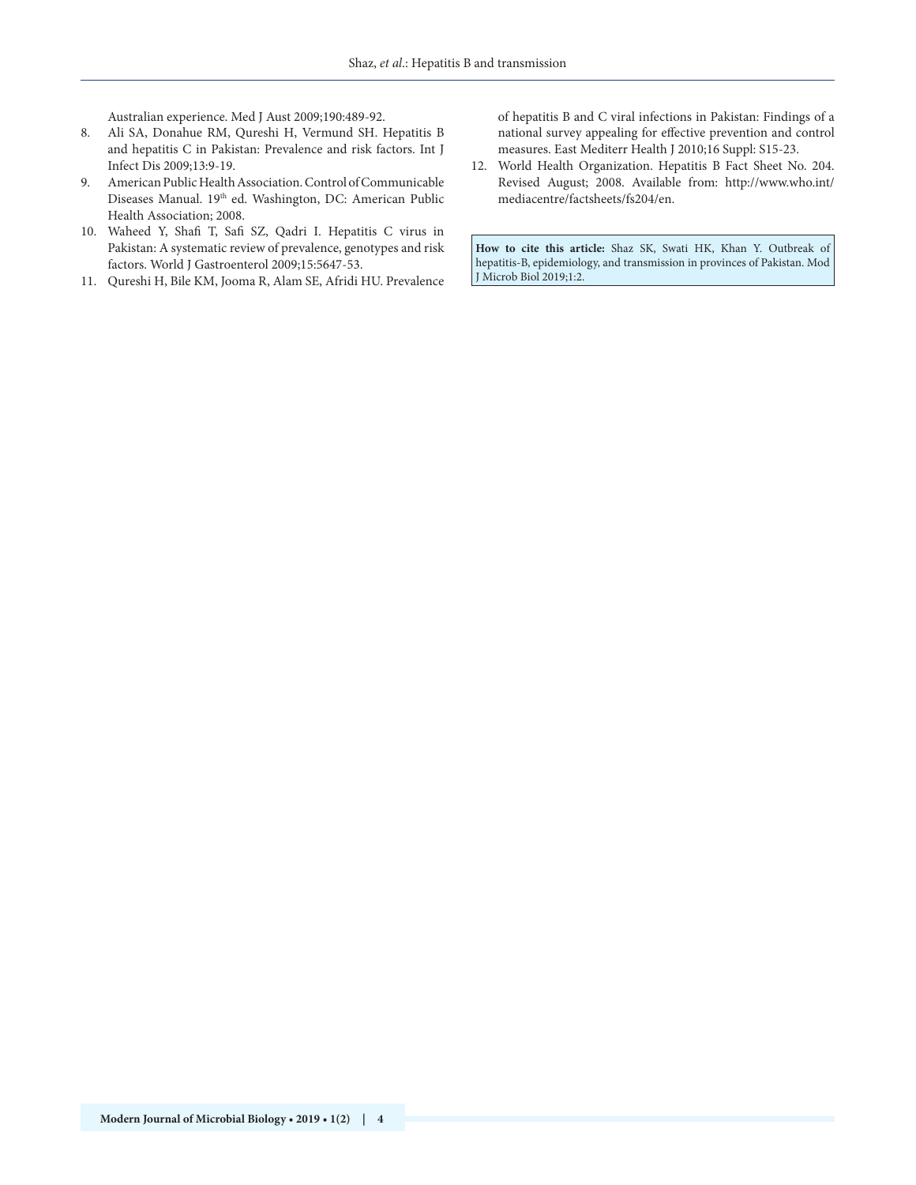Australian experience. Med J Aust 2009;190:489-92.

8. Ali SA, Donahue RM, Qureshi H, Vermund SH. Hepatitis B and hepatitis C in Pakistan: Prevalence and risk factors. Int J Infect Dis 2009;13:9-19.
9. American Public Health Association. Control of Communicable Diseases Manual. 19th ed. Washington, DC: American Public Health Association; 2008.
10. Waheed Y, Shafi T, Safi SZ, Qadri I. Hepatitis C virus in Pakistan: A systematic review of prevalence, genotypes and risk factors. World J Gastroenterol 2009;15:5647-53.
11. Qureshi H, Bile KM, Jooma R, Alam SE, Afridi HU. Prevalence of hepatitis B and C viral infections in Pakistan: Findings of a national survey appealing for effective prevention and control measures. East Mediterr Health J 2010;16 Suppl: S15-23.
12. World Health Organization. Hepatitis B Fact Sheet No. 204. Revised August; 2008. Available from: http://www.who.int/mediacentre/factsheets/fs204/en.

**How to cite this article:** Shaz SK, Swati HK, Khan Y. Outbreak of hepatitis-B, epidemiology, and transmission in provinces of Pakistan. Mod J Microb Biol 2019;1:2.